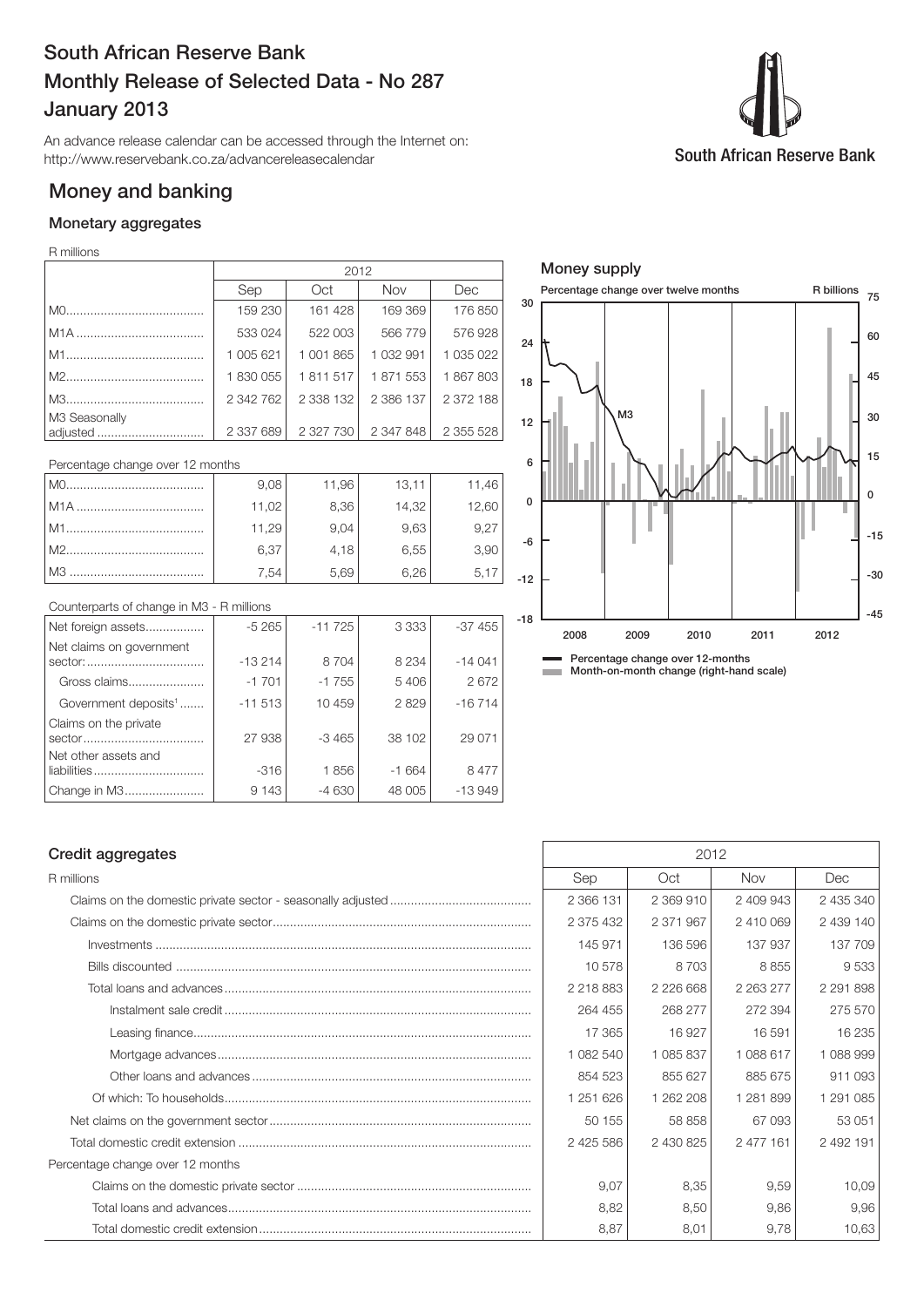# South African Reserve Bank

# Monthly Release of Selected Data - No 287

# January 2013

An advance release calendar can be accessed through the Internet on:
http://www.reservebank.co.za/advancereleasecalendar

South African Reserve Bank

## Money and banking

### Monetary aggregates

R millions

| | 2012 | | | |
|---|---|---|---|---|
| | Sep | Oct | Nov | Dec |
| M0 | 159 230 | 161 428 | 169 369 | 176 850 |
| M1A | 533 024 | 522 003 | 566 779 | 576 928 |
| M1 | 1 005 621 | 1 001 865 | 1 032 991 | 1 035 022 |
| M2 | 1 830 055 | 1 811 517 | 1 871 553 | 1 867 803 |
| M3 | 2 342 762 | 2 338 132 | 2 386 137 | 2 372 188 |
| M3 Seasonally adjusted | 2 337 689 | 2 327 730 | 2 347 848 | 2 355 528 |

Percentage change over 12 months

| | Sep | Oct | Nov | Dec |
|---|---|---|---|---|
| M0 | 9,08 | 11,96 | 13,11 | 11,46 |
| M1A | 11,02 | 8,36 | 14,32 | 12,60 |
| M1 | 11,29 | 9,04 | 9,63 | 9,27 |
| M2 | 6,37 | 4,18 | 6,55 | 3,90 |
| M3 | 7,54 | 5,69 | 6,26 | 5,17 |

Counterparts of change in M3 - R millions

| | Sep | Oct | Nov | Dec |
|---|---|---|---|---|
| Net foreign assets | -5 265 | -11 725 | 3 333 | -37 455 |
| Net claims on government sector: | -13 214 | 8 704 | 8 234 | -14 041 |
| Gross claims | -1 701 | -1 755 | 5 406 | 2 672 |
| Government deposits[1] | -11 513 | 10 459 | 2 829 | -16 714 |
| Claims on the private sector | 27 938 | -3 465 | 38 102 | 29 071 |
| Net other assets and liabilities | -316 | 1 856 | -1 664 | 8 477 |
| Change in M3 | 9 143 | -4 630 | 48 005 | -13 949 |

**Money supply**

Percentage change over twelve months — R billions

M3

- Percentage change over 12-months
- Month-on-month change (right-hand scale)

### Credit aggregates

| R millions | 2012 | | | |
|---|---|---|---|---|
| | Sep | Oct | Nov | Dec |
| Claims on the domestic private sector - seasonally adjusted | 2 366 131 | 2 369 910 | 2 409 943 | 2 435 340 |
| Claims on the domestic private sector | 2 375 432 | 2 371 967 | 2 410 069 | 2 439 140 |
| Investments | 145 971 | 136 596 | 137 937 | 137 709 |
| Bills discounted | 10 578 | 8 703 | 8 855 | 9 533 |
| Total loans and advances | 2 218 883 | 2 226 668 | 2 263 277 | 2 291 898 |
| Instalment sale credit | 264 455 | 268 277 | 272 394 | 275 570 |
| Leasing finance | 17 365 | 16 927 | 16 591 | 16 235 |
| Mortgage advances | 1 082 540 | 1 085 837 | 1 088 617 | 1 088 999 |
| Other loans and advances | 854 523 | 855 627 | 885 675 | 911 093 |
| Of which: To households | 1 251 626 | 1 262 208 | 1 281 899 | 1 291 085 |
| Net claims on the government sector | 50 155 | 58 858 | 67 093 | 53 051 |
| Total domestic credit extension | 2 425 586 | 2 430 825 | 2 477 161 | 2 492 191 |
| Percentage change over 12 months | | | | |
| Claims on the domestic private sector | 9,07 | 8,35 | 9,59 | 10,09 |
| Total loans and advances | 8,82 | 8,50 | 9,86 | 9,96 |
| Total domestic credit extension | 8,87 | 8,01 | 9,78 | 10,63 |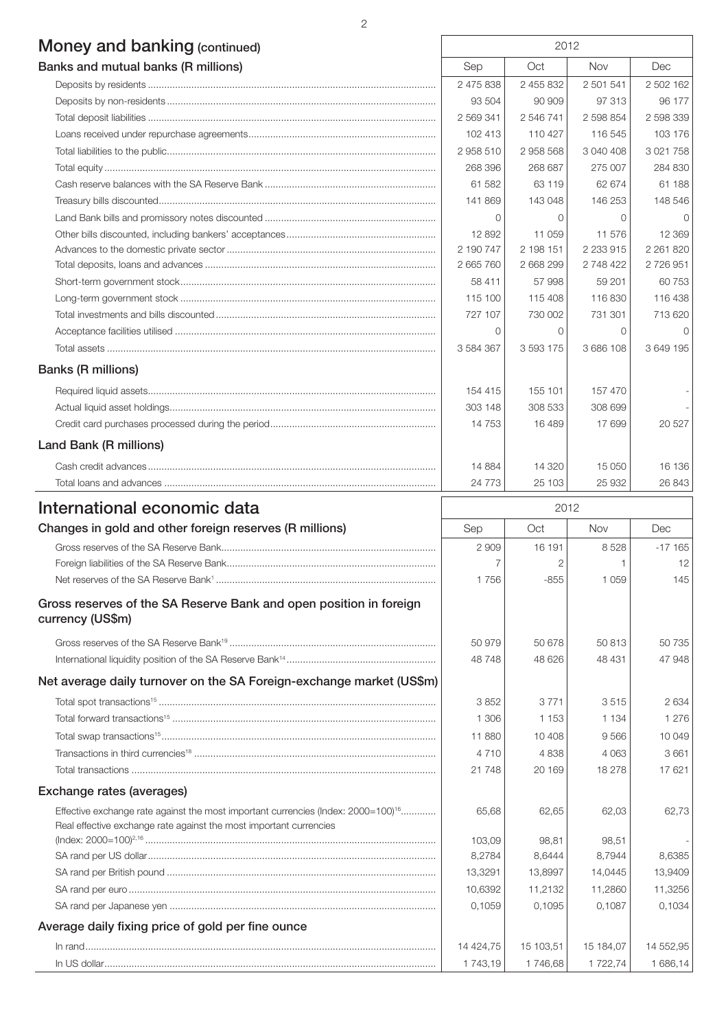## Money and banking (continued)

| Banks and mutual banks (R millions) | 2012 | | | |
|---|---|---|---|---|
| | Sep | Oct | Nov | Dec |
| Deposits by residents | 2 475 838 | 2 455 832 | 2 501 541 | 2 502 162 |
| Deposits by non-residents | 93 504 | 90 909 | 97 313 | 96 177 |
| Total deposit liabilities | 2 569 341 | 2 546 741 | 2 598 854 | 2 598 339 |
| Loans received under repurchase agreements | 102 413 | 110 427 | 116 545 | 103 176 |
| Total liabilities to the public | 2 958 510 | 2 958 568 | 3 040 408 | 3 021 758 |
| Total equity | 268 396 | 268 687 | 275 007 | 284 830 |
| Cash reserve balances with the SA Reserve Bank | 61 582 | 63 119 | 62 674 | 61 188 |
| Treasury bills discounted | 141 869 | 143 048 | 146 253 | 148 546 |
| Land Bank bills and promissory notes discounted | 0 | 0 | 0 | 0 |
| Other bills discounted, including bankers' acceptances | 12 892 | 11 059 | 11 576 | 12 369 |
| Advances to the domestic private sector | 2 190 747 | 2 198 151 | 2 233 915 | 2 261 820 |
| Total deposits, loans and advances | 2 665 760 | 2 668 299 | 2 748 422 | 2 726 951 |
| Short-term government stock | 58 411 | 57 998 | 59 201 | 60 753 |
| Long-term government stock | 115 100 | 115 408 | 116 830 | 116 438 |
| Total investments and bills discounted | 727 107 | 730 002 | 731 301 | 713 620 |
| Acceptance facilities utilised | 0 | 0 | 0 | 0 |
| Total assets | 3 584 367 | 3 593 175 | 3 686 108 | 3 649 195 |
| **Banks (R millions)** | | | | |
| Required liquid assets | 154 415 | 155 101 | 157 470 | - |
| Actual liquid asset holdings | 303 148 | 308 533 | 308 699 | - |
| Credit card purchases processed during the period | 14 753 | 16 489 | 17 699 | 20 527 |
| **Land Bank (R millions)** | | | | |
| Cash credit advances | 14 884 | 14 320 | 15 050 | 16 136 |
| Total loans and advances | 24 773 | 25 103 | 25 932 | 26 843 |

## International economic data

| Changes in gold and other foreign reserves (R millions) | 2012 | | | |
|---|---|---|---|---|
| | Sep | Oct | Nov | Dec |
| Gross reserves of the SA Reserve Bank | 2 909 | 16 191 | 8 528 | -17 165 |
| Foreign liabilities of the SA Reserve Bank | 7 | 2 | 1 | 12 |
| Net reserves of the SA Reserve Bank[1] | 1 756 | -855 | 1 059 | 145 |
| **Gross reserves of the SA Reserve Bank and open position in foreign currency (US$m)** | | | | |
| Gross reserves of the SA Reserve Bank[19] | 50 979 | 50 678 | 50 813 | 50 735 |
| International liquidity position of the SA Reserve Bank[14] | 48 748 | 48 626 | 48 431 | 47 948 |
| **Net average daily turnover on the SA Foreign-exchange market (US$m)** | | | | |
| Total spot transactions[15] | 3 852 | 3 771 | 3 515 | 2 634 |
| Total forward transactions[15] | 1 306 | 1 153 | 1 134 | 1 276 |
| Total swap transactions[15] | 11 880 | 10 408 | 9 566 | 10 049 |
| Transactions in third currencies[18] | 4 710 | 4 838 | 4 063 | 3 661 |
| Total transactions | 21 748 | 20 169 | 18 278 | 17 621 |
| **Exchange rates (averages)** | | | | |
| Effective exchange rate against the most important currencies (Index: 2000=100)[16] | 65,68 | 62,65 | 62,03 | 62,73 |
| Real effective exchange rate against the most important currencies (Index: 2000=100)[2,16] | 103,09 | 98,81 | 98,51 | - |
| SA rand per US dollar | 8,2784 | 8,6444 | 8,7944 | 8,6385 |
| SA rand per British pound | 13,3291 | 13,8997 | 14,0445 | 13,9409 |
| SA rand per euro | 10,6392 | 11,2132 | 11,2860 | 11,3256 |
| SA rand per Japanese yen | 0,1059 | 0,1095 | 0,1087 | 0,1034 |
| **Average daily fixing price of gold per fine ounce** | | | | |
| In rand | 14 424,75 | 15 103,51 | 15 184,07 | 14 552,95 |
| In US dollar | 1 743,19 | 1 746,68 | 1 722,74 | 1 686,14 |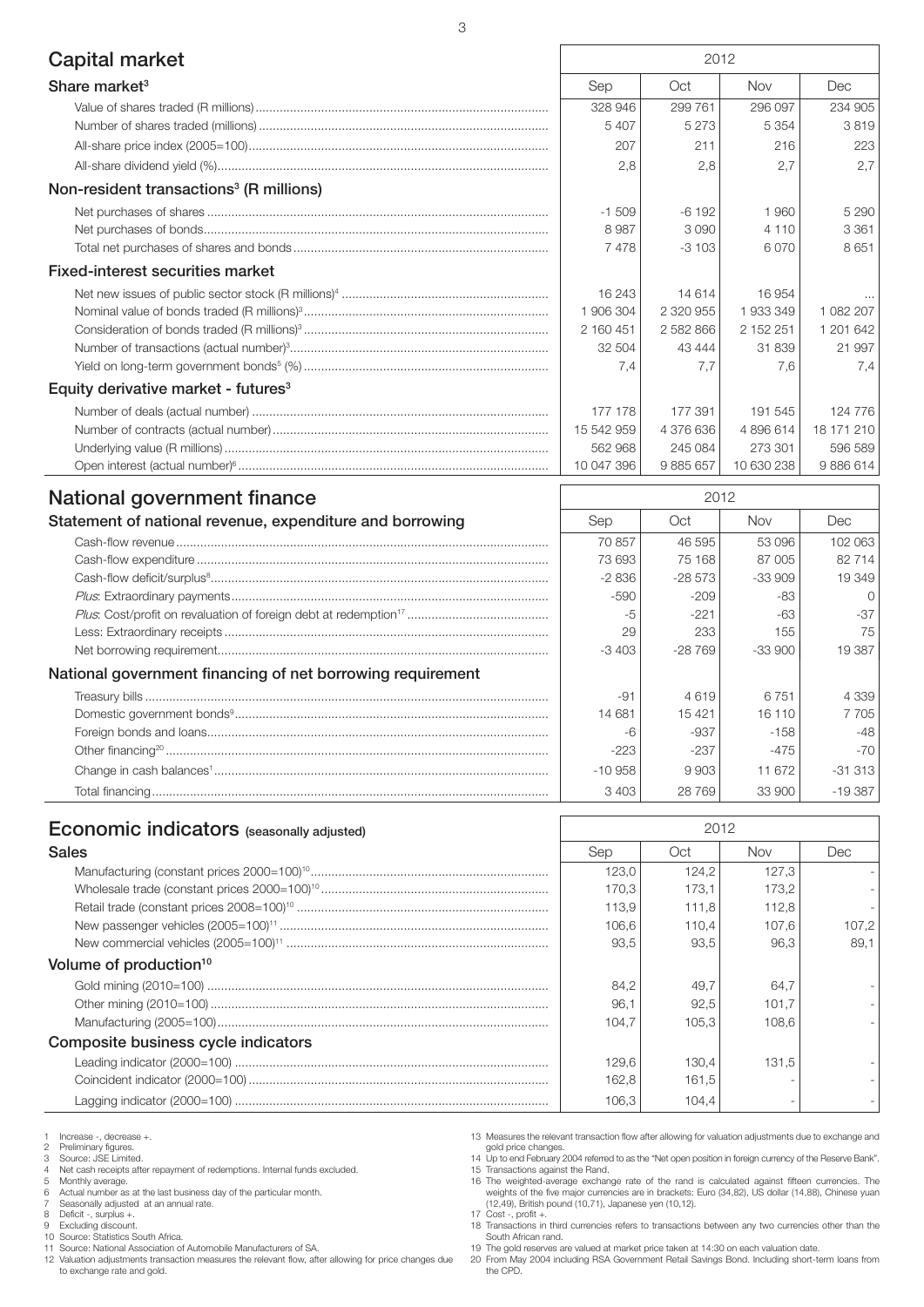## Capital market

| | 2012 | | | |
|---|---|---|---|---|
| **Share market**[3] | Sep | Oct | Nov | Dec |
| Value of shares traded (R millions) | 328 946 | 299 761 | 296 097 | 234 905 |
| Number of shares traded (millions) | 5 407 | 5 273 | 5 354 | 3 819 |
| All-share price index (2005=100) | 207 | 211 | 216 | 223 |
| All-share dividend yield (%) | 2,8 | 2,8 | 2,7 | 2,7 |
| **Non-resident transactions**[3] **(R millions)** | | | | |
| Net purchases of shares | -1 509 | -6 192 | 1 960 | 5 290 |
| Net purchases of bonds | 8 987 | 3 090 | 4 110 | 3 361 |
| Total net purchases of shares and bonds | 7 478 | -3 103 | 6 070 | 8 651 |
| **Fixed-interest securities market** | | | | |
| Net new issues of public sector stock (R millions)[4] | 16 243 | 14 614 | 16 954 | ... |
| Nominal value of bonds traded (R millions)[3] | 1 906 304 | 2 320 955 | 1 933 349 | 1 082 207 |
| Consideration of bonds traded (R millions)[3] | 2 160 451 | 2 582 866 | 2 152 251 | 1 201 642 |
| Number of transactions (actual number)[3] | 32 504 | 43 444 | 31 839 | 21 997 |
| Yield on long-term government bonds[5] (%) | 7,4 | 7,7 | 7,6 | 7,4 |
| **Equity derivative market - futures**[3] | | | | |
| Number of deals (actual number) | 177 178 | 177 391 | 191 545 | 124 776 |
| Number of contracts (actual number) | 15 542 959 | 4 376 636 | 4 896 614 | 18 171 210 |
| Underlying value (R millions) | 562 968 | 245 084 | 273 301 | 596 589 |
| Open interest (actual number)[6] | 10 047 396 | 9 885 657 | 10 630 238 | 9 886 614 |

## National government finance

| | 2012 | | | |
|---|---|---|---|---|
| **Statement of national revenue, expenditure and borrowing** | Sep | Oct | Nov | Dec |
| Cash-flow revenue | 70 857 | 46 595 | 53 096 | 102 063 |
| Cash-flow expenditure | 73 693 | 75 168 | 87 005 | 82 714 |
| Cash-flow deficit/surplus[8] | -2 836 | -28 573 | -33 909 | 19 349 |
| *Plus*: Extraordinary payments | -590 | -209 | -83 | 0 |
| *Plus*: Cost/profit on revaluation of foreign debt at redemption[17] | -5 | -221 | -63 | -37 |
| Less: Extraordinary receipts | 29 | 233 | 155 | 75 |
| Net borrowing requirement | -3 403 | -28 769 | -33 900 | 19 387 |
| **National government financing of net borrowing requirement** | | | | |
| Treasury bills | -91 | 4 619 | 6 751 | 4 339 |
| Domestic government bonds[9] | 14 681 | 15 421 | 16 110 | 7 705 |
| Foreign bonds and loans | -6 | -937 | -158 | -48 |
| Other financing[20] | -223 | -237 | -475 | -70 |
| Change in cash balances[1] | -10 958 | 9 903 | 11 672 | -31 313 |
| Total financing | 3 403 | 28 769 | 33 900 | -19 387 |

## Economic indicators (seasonally adjusted)

| | 2012 | | | |
|---|---|---|---|---|
| **Sales** | Sep | Oct | Nov | Dec |
| Manufacturing (constant prices 2000=100)[10] | 123,0 | 124,2 | 127,3 | - |
| Wholesale trade (constant prices 2000=100)[10] | 170,3 | 173,1 | 173,2 | - |
| Retail trade (constant prices 2008=100)[10] | 113,9 | 111,8 | 112,8 | - |
| New passenger vehicles (2005=100)[11] | 106,6 | 110,4 | 107,6 | 107,2 |
| New commercial vehicles (2005=100)[11] | 93,5 | 93,5 | 96,3 | 89,1 |
| **Volume of production**[10] | | | | |
| Gold mining (2010=100) | 84,2 | 49,7 | 64,7 | - |
| Other mining (2010=100) | 96,1 | 92,5 | 101,7 | - |
| Manufacturing (2005=100) | 104,7 | 105,3 | 108,6 | - |
| **Composite business cycle indicators** | | | | |
| Leading indicator (2000=100) | 129,6 | 130,4 | 131,5 | - |
| Coincident indicator (2000=100) | 162,8 | 161,5 | - | - |
| Lagging indicator (2000=100) | 106,3 | 104,4 | - | - |

1 Increase -, decrease +.
2 Preliminary figures.
3 Source: JSE Limited.
4 Net cash receipts after repayment of redemptions. Internal funds excluded.
5 Monthly average.
6 Actual number as at the last business day of the particular month.
7 Seasonally adjusted at an annual rate.
8 Deficit -, surplus +.
9 Excluding discount.
10 Source: Statistics South Africa.
11 Source: National Association of Automobile Manufacturers of SA.
12 Valuation adjustments transaction measures the relevant flow, after allowing for price changes due to exchange rate and gold.
13 Measures the relevant transaction flow after allowing for valuation adjustments due to exchange and gold price changes.
14 Up to end February 2004 referred to as the "Net open position in foreign currency of the Reserve Bank".
15 Transactions against the Rand.
16 The weighted-average exchange rate of the rand is calculated against fifteen currencies. The weights of the five major currencies are in brackets: Euro (34,82), US dollar (14,88), Chinese yuan (12,49), British pound (10,71), Japanese yen (10,12).
17 Cost -, profit +.
18 Transactions in third currencies refers to transactions between any two currencies other than the South African rand.
19 The gold reserves are valued at market price taken at 14:30 on each valuation date.
20 From May 2004 including RSA Government Retail Savings Bond. Including short-term loans from the CPD.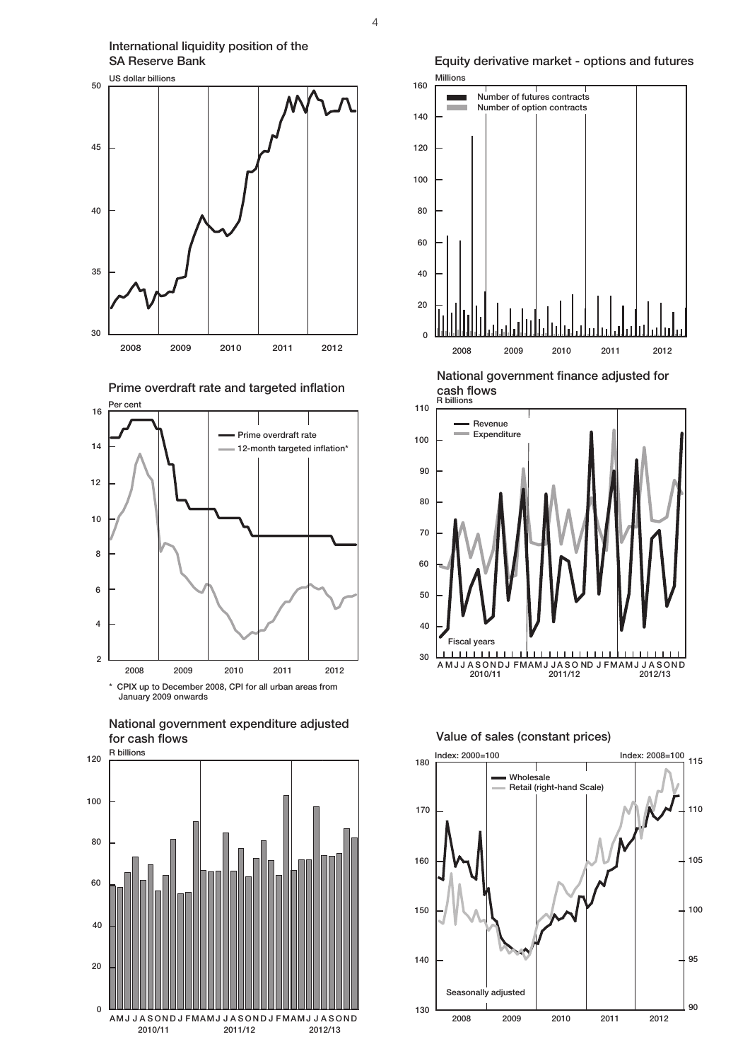## International liquidity position of the SA Reserve Bank

US dollar billions

50
45
40
35
30

2008 2009 2010 2011 2012

## Equity derivative market - options and futures

Millions

Number of futures contracts
Number of option contracts

160
140
120
100
80
60
40
20
0

2008 2009 2010 2011 2012

## Prime overdraft rate and targeted inflation

Per cent

Prime overdraft rate
12-month targeted inflation*

16
14
12
10
8
6
4
2

2008 2009 2010 2011 2012

\* CPIX up to December 2008, CPI for all urban areas from January 2009 onwards

## National government finance adjusted for cash flows

R billions

Revenue
Expenditure

110
100
90
80
70
60
50
40
30

Fiscal years

A M J J A S O N D J F M A M J J A S O N D J F M A M J J A S O N D
2010/11 2011/12 2012/13

## National government expenditure adjusted for cash flows

R billions

120
100
80
60
40
20
0

A M J J A S O N D J F M A M J J A S O N D J F M A M J J A S O N D
2010/11 2011/12 2012/13

## Value of sales (constant prices)

Index: 2000=100
Index: 2008=100

Wholesale
Retail (right-hand Scale)

180
170
160
150
140
130

115
110
105
100
95
90

Seasonally adjusted

2008 2009 2010 2011 2012